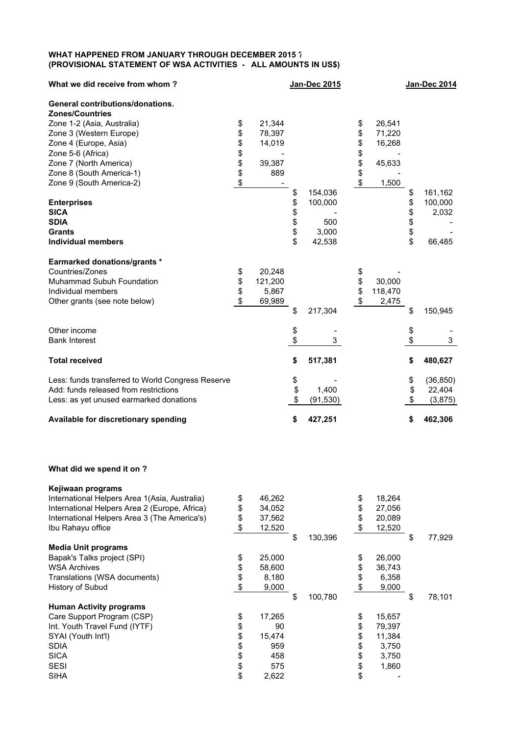**WHAT HAPPENED FROM JANUARY THROUGH DECEMBER 2015 ?**
**(PROVISIONAL STATEMENT OF WSA ACTIVITIES - ALL AMOUNTS IN US$)**

| **What we did receive from whom ?** | | **Jan-Dec 2015** | | **Jan-Dec 2014** |
|---|---|---|---|---|
| **General contributions/donations.** | | | | |
| **Zones/Countries** | | | | |
| Zone 1-2 (Asia, Australia) | $ 21,344 | | $ 26,541 | |
| Zone 3 (Western Europe) | $ 78,397 | | $ 71,220 | |
| Zone 4 (Europe, Asia) | $ 14,019 | | $ 16,268 | |
| Zone 5-6 (Africa) | $ - | | $ - | |
| Zone 7 (North America) | $ 39,387 | | $ 45,633 | |
| Zone 8 (South America-1) | $ 889 | | $ - | |
| Zone 9 (South America-2) | $ - | | $ 1,500 | |
| | | $ 154,036 | | $ 161,162 |
| **Enterprises** | | $ 100,000 | | $ 100,000 |
| **SICA** | | $ - | | $ 2,032 |
| **SDIA** | | $ 500 | | $ - |
| **Grants** | | $ 3,000 | | $ - |
| **Individual members** | | $ 42,538 | | $ 66,485 |
| **Earmarked donations/grants *** | | | | |
| Countries/Zones | $ 20,248 | | $ - | |
| Muhammad Subuh Foundation | $ 121,200 | | $ 30,000 | |
| Individual members | $ 5,867 | | $ 118,470 | |
| Other grants (see note below) | $ 69,989 | | $ 2,475 | |
| | | $ 217,304 | | $ 150,945 |
| Other income | | $ - | | $ - |
| Bank Interest | | $ 3 | | $ 3 |
| **Total received** | | **$ 517,381** | | **$ 480,627** |
| Less: funds transferred to World Congress Reserve | | $ - | | $ (36,850) |
| Add: funds released from restrictions | | $ 1,400 | | $ 22,404 |
| Less: as yet unused earmarked donations | | $ (91,530) | | $ (3,875) |
| **Available for discretionary spending** | | **$ 427,251** | | **$ 462,306** |

**What did we spend it on ?**

| | | 2015 | | 2014 |
|---|---|---|---|---|
| **Kejiwaan programs** | | | | |
| International Helpers Area 1(Asia, Australia) | $ 46,262 | | $ 18,264 | |
| International Helpers Area 2 (Europe, Africa) | $ 34,052 | | $ 27,056 | |
| International Helpers Area 3 (The America's) | $ 37,562 | | $ 20,089 | |
| Ibu Rahayu office | $ 12,520 | | $ 12,520 | |
| | | $ 130,396 | | $ 77,929 |
| **Media Unit programs** | | | | |
| Bapak's Talks project (SPI) | $ 25,000 | | $ 26,000 | |
| WSA Archives | $ 58,600 | | $ 36,743 | |
| Translations (WSA documents) | $ 8,180 | | $ 6,358 | |
| History of Subud | $ 9,000 | | $ 9,000 | |
| | | $ 100,780 | | $ 78,101 |
| **Human Activity programs** | | | | |
| Care Support Program (CSP) | $ 17,265 | | $ 15,657 | |
| Int. Youth Travel Fund (IYTF) | $ 90 | | $ 79,397 | |
| SYAI (Youth Int'l) | $ 15,474 | | $ 11,384 | |
| SDIA | $ 959 | | $ 3,750 | |
| SICA | $ 458 | | $ 3,750 | |
| SESI | $ 575 | | $ 1,860 | |
| SIHA | $ 2,622 | | $ - | |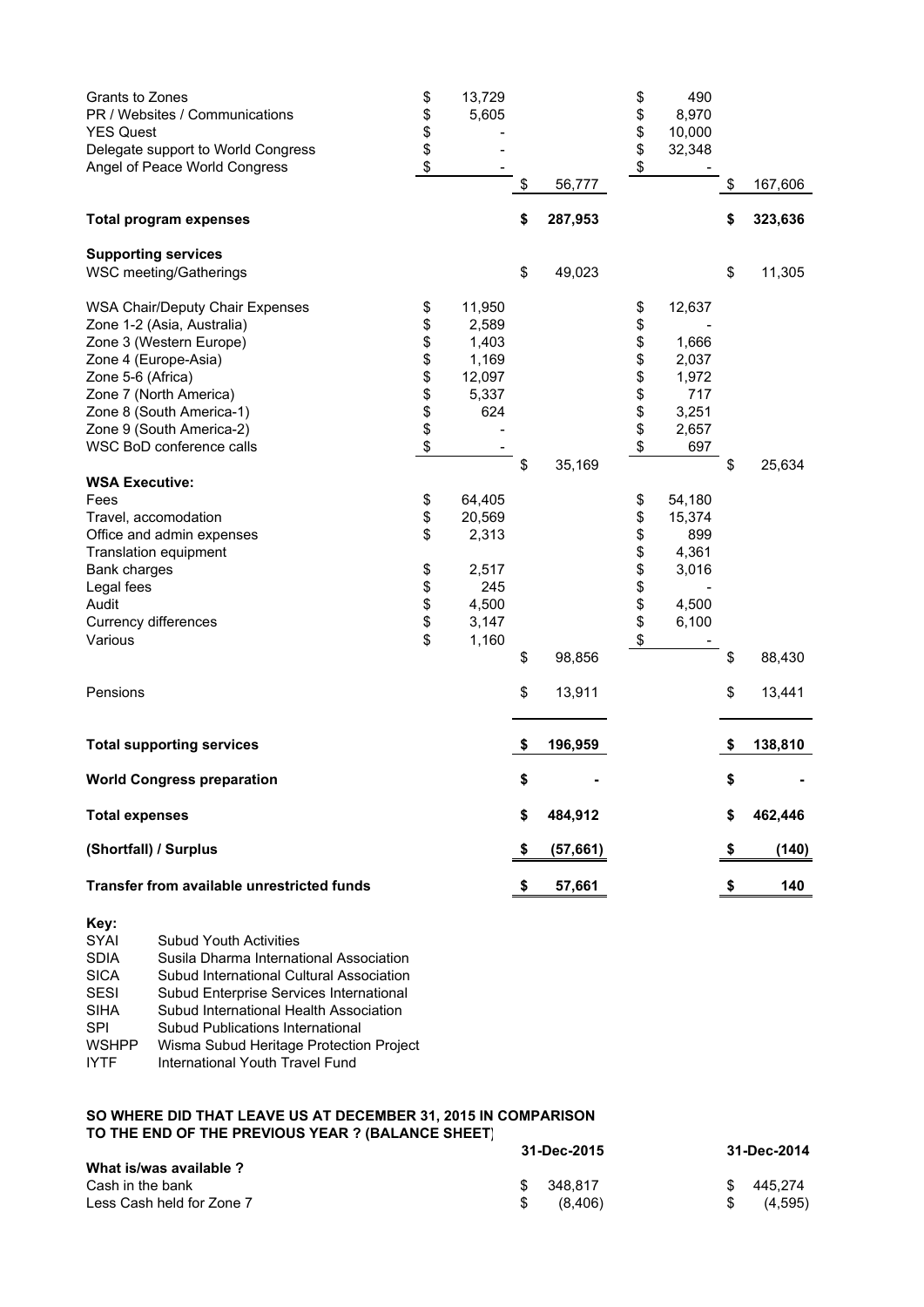| | | | | |
|---|---|---|---|---|
| Grants to Zones | $ 13,729 | | $ 490 | |
| PR / Websites / Communications | $ 5,605 | | $ 8,970 | |
| YES Quest | $ - | | $ 10,000 | |
| Delegate support to World Congress | $ - | | $ 32,348 | |
| Angel of Peace World Congress | $ - | $ 56,777 | $ - | $ 167,606 |
| **Total program expenses** | | **$ 287,953** | | **$ 323,636** |
| **Supporting services** | | | | |
| WSC meeting/Gatherings | | $ 49,023 | | $ 11,305 |
| WSA Chair/Deputy Chair Expenses | $ 11,950 | | $ 12,637 | |
| Zone 1-2 (Asia, Australia) | $ 2,589 | | $ - | |
| Zone 3 (Western Europe) | $ 1,403 | | $ 1,666 | |
| Zone 4 (Europe-Asia) | $ 1,169 | | $ 2,037 | |
| Zone 5-6 (Africa) | $ 12,097 | | $ 1,972 | |
| Zone 7 (North America) | $ 5,337 | | $ 717 | |
| Zone 8 (South America-1) | $ 624 | | $ 3,251 | |
| Zone 9 (South America-2) | $ - | | $ 2,657 | |
| WSC BoD conference calls | $ - | $ 35,169 | $ 697 | $ 25,634 |
| **WSA Executive:** | | | | |
| Fees | $ 64,405 | | $ 54,180 | |
| Travel, accomodation | $ 20,569 | | $ 15,374 | |
| Office and admin expenses | $ 2,313 | | $ 899 | |
| Translation equipment | | | $ 4,361 | |
| Bank charges | $ 2,517 | | $ 3,016 | |
| Legal fees | $ 245 | | $ - | |
| Audit | $ 4,500 | | $ 4,500 | |
| Currency differences | $ 3,147 | | $ 6,100 | |
| Various | $ 1,160 | $ 98,856 | $ - | $ 88,430 |
| Pensions | | $ 13,911 | | $ 13,441 |
| **Total supporting services** | | **$ 196,959** | | **$ 138,810** |
| **World Congress preparation** | | **$ -** | | **$ -** |
| **Total expenses** | | **$ 484,912** | | **$ 462,446** |
| **(Shortfall) / Surplus** | | **$ (57,661)** | | **$ (140)** |
| **Transfer from available unrestricted funds** | | **$ 57,661** | | **$ 140** |

**Key:**

| | |
|---|---|
| SYAI | Subud Youth Activities |
| SDIA | Susila Dharma International Association |
| SICA | Subud International Cultural Association |
| SESI | Subud Enterprise Services International |
| SIHA | Subud International Health Association |
| SPI | Subud Publications International |
| WSHPP | Wisma Subud Heritage Protection Project |
| IYTF | International Youth Travel Fund |

**SO WHERE DID THAT LEAVE US AT DECEMBER 31, 2015 IN COMPARISON TO THE END OF THE PREVIOUS YEAR ? (BALANCE SHEET)**

| | 31-Dec-2015 | 31-Dec-2014 |
|---|---|---|
| **What is/was available ?** | | |
| Cash in the bank | $ 348,817 | $ 445,274 |
| Less Cash held for Zone 7 | $ (8,406) | $ (4,595) |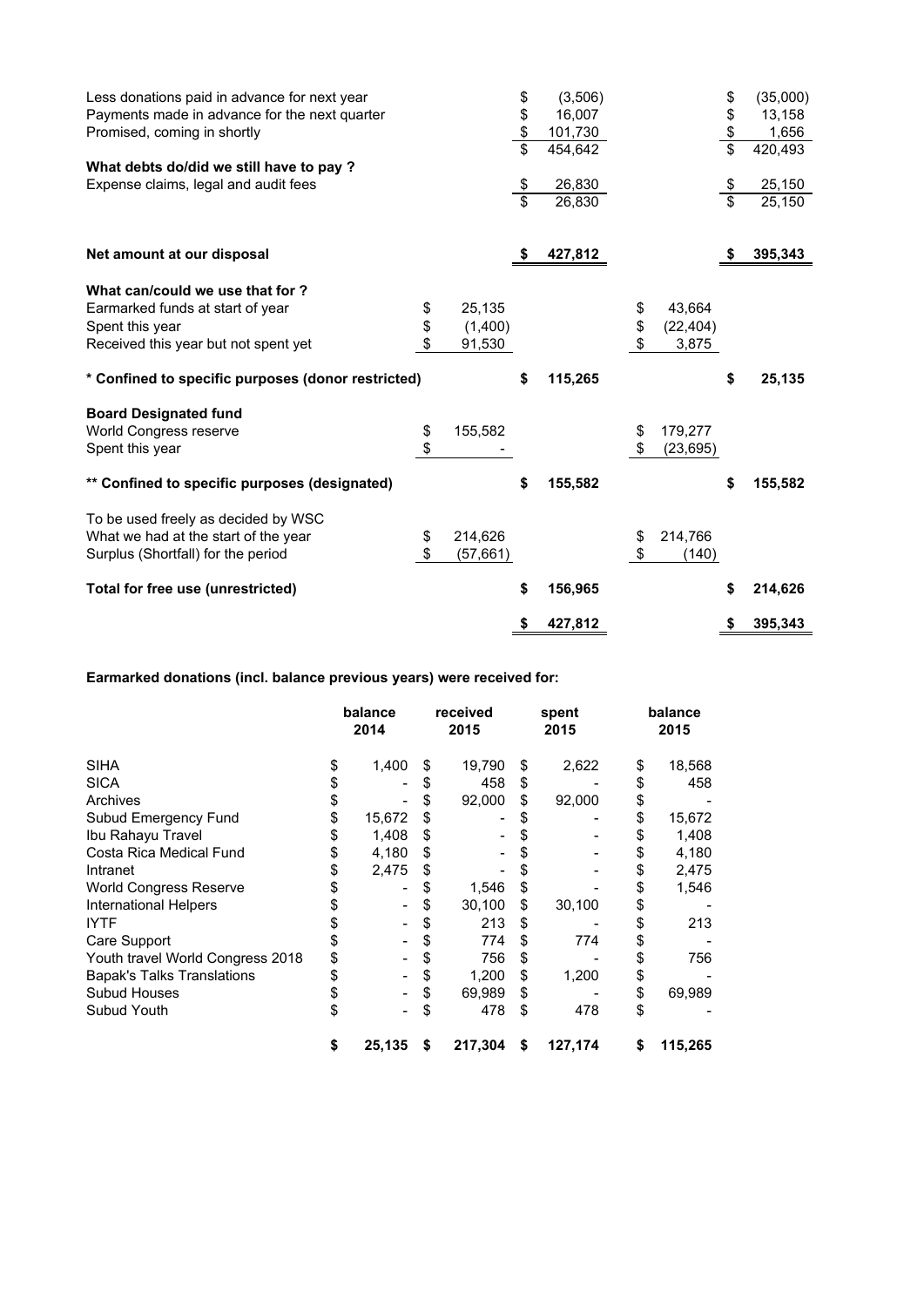| | | | | |
|---|---|---|---|---|
| Less donations paid in advance for next year | | $ (3,506) | | $ (35,000) |
| Payments made in advance for the next quarter | | $ 16,007 | | $ 13,158 |
| Promised, coming in shortly | | $ 101,730 | | $ 1,656 |
| | | $ 454,642 | | $ 420,493 |
| **What debts do/did we still have to pay ?** | | | | |
| Expense claims, legal and audit fees | | $ 26,830 | | $ 25,150 |
| | | $ 26,830 | | $ 25,150 |
| **Net amount at our disposal** | | **$ 427,812** | | **$ 395,343** |
| **What can/could we use that for ?** | | | | |
| Earmarked funds at start of year | $ 25,135 | | $ 43,664 | |
| Spent this year | $ (1,400) | | $ (22,404) | |
| Received this year but not spent yet | $ 91,530 | | $ 3,875 | |
| **\* Confined to specific purposes (donor restricted)** | | **$ 115,265** | | **$ 25,135** |
| **Board Designated fund** | | | | |
| World Congress reserve | $ 155,582 | | $ 179,277 | |
| Spent this year | $ - | | $ (23,695) | |
| **\*\* Confined to specific purposes (designated)** | | **$ 155,582** | | **$ 155,582** |
| To be used freely as decided by WSC | | | | |
| What we had at the start of the year | $ 214,626 | | $ 214,766 | |
| Surplus (Shortfall) for the period | $ (57,661) | | $ (140) | |
| **Total for free use (unrestricted)** | | **$ 156,965** | | **$ 214,626** |
| | | **$ 427,812** | | **$ 395,343** |

**Earmarked donations (incl. balance previous years) were received for:**

| | balance 2014 | received 2015 | spent 2015 | balance 2015 |
|---|---|---|---|---|
| SIHA | $ 1,400 | $ 19,790 | $ 2,622 | $ 18,568 |
| SICA | $ - | $ 458 | $ - | $ 458 |
| Archives | $ - | $ 92,000 | $ 92,000 | $ - |
| Subud Emergency Fund | $ 15,672 | $ - | $ - | $ 15,672 |
| Ibu Rahayu Travel | $ 1,408 | $ - | $ - | $ 1,408 |
| Costa Rica Medical Fund | $ 4,180 | $ - | $ - | $ 4,180 |
| Intranet | $ 2,475 | $ - | $ - | $ 2,475 |
| World Congress Reserve | $ - | $ 1,546 | $ - | $ 1,546 |
| International Helpers | $ - | $ 30,100 | $ 30,100 | $ - |
| IYTF | $ - | $ 213 | $ - | $ 213 |
| Care Support | $ - | $ 774 | $ 774 | $ - |
| Youth travel World Congress 2018 | $ - | $ 756 | $ - | $ 756 |
| Bapak's Talks Translations | $ - | $ 1,200 | $ 1,200 | $ - |
| Subud Houses | $ - | $ 69,989 | $ - | $ 69,989 |
| Subud Youth | $ - | $ 478 | $ 478 | $ - |
| | **$ 25,135** | **$ 217,304** | **$ 127,174** | **$ 115,265** |